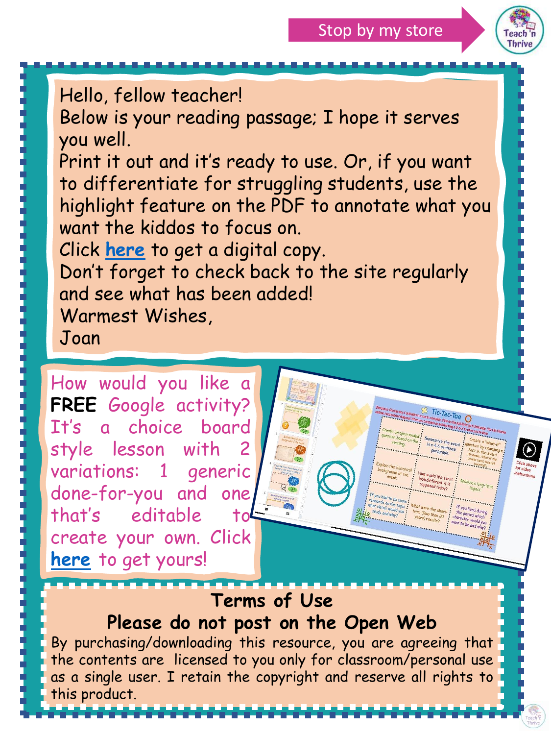Stop by my store

Teach 'n Thrive

Hello, fellow teacher!
Below is your reading passage; I hope it serves you well.
Print it out and it's ready to use. Or, if you want to differentiate for struggling students, use the highlight feature on the PDF to annotate what you want the kiddos to focus on.
Click **here** to get a digital copy.
Don't forget to check back to the site regularly and see what has been added!
Warmest Wishes,
Joan

How would you like a **FREE** Google activity? It's a choice board style lesson with 2 variations: 1 generic done-for-you and one that's editable to create your own. Click **here** to get yours!

## Terms of Use

### Please do not post on the Open Web

By purchasing/downloading this resource, you are agreeing that the contents are licensed to you only for classroom/personal use as a single user. I retain the copyright and reserve all rights to this product.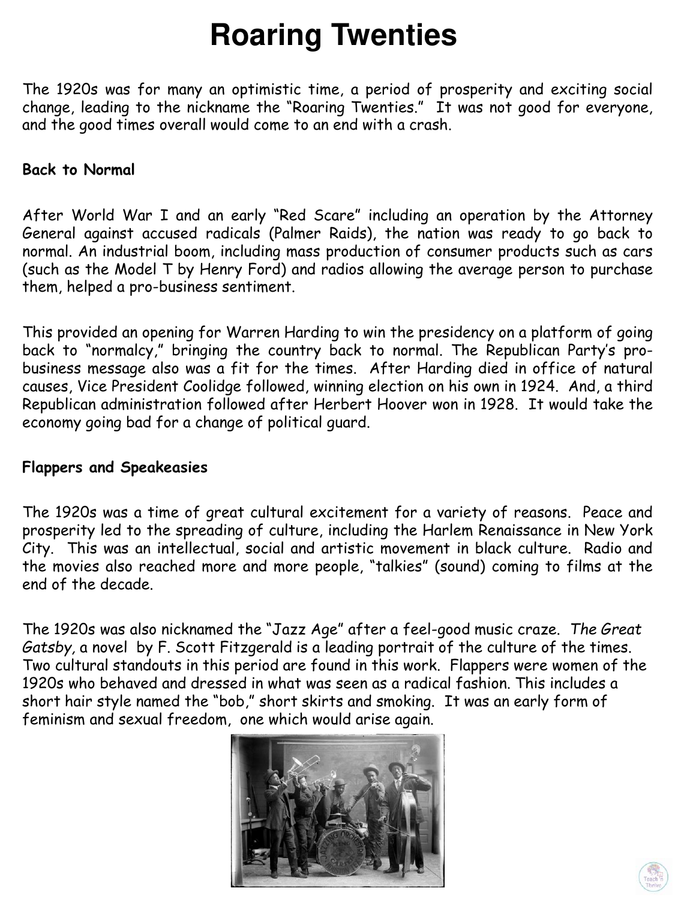# Roaring Twenties

The 1920s was for many an optimistic time, a period of prosperity and exciting social change, leading to the nickname the "Roaring Twenties." It was not good for everyone, and the good times overall would come to an end with a crash.

**Back to Normal**

After World War I and an early "Red Scare" including an operation by the Attorney General against accused radicals (Palmer Raids), the nation was ready to go back to normal. An industrial boom, including mass production of consumer products such as cars (such as the Model T by Henry Ford) and radios allowing the average person to purchase them, helped a pro-business sentiment.

This provided an opening for Warren Harding to win the presidency on a platform of going back to "normalcy," bringing the country back to normal. The Republican Party's pro-business message also was a fit for the times. After Harding died in office of natural causes, Vice President Coolidge followed, winning election on his own in 1924. And, a third Republican administration followed after Herbert Hoover won in 1928. It would take the economy going bad for a change of political guard.

**Flappers and Speakeasies**

The 1920s was a time of great cultural excitement for a variety of reasons. Peace and prosperity led to the spreading of culture, including the Harlem Renaissance in New York City. This was an intellectual, social and artistic movement in black culture. Radio and the movies also reached more and more people, "talkies" (sound) coming to films at the end of the decade.

The 1920s was also nicknamed the "Jazz Age" after a feel-good music craze. *The Great Gatsby,* a novel by F. Scott Fitzgerald is a leading portrait of the culture of the times. Two cultural standouts in this period are found in this work. Flappers were women of the 1920s who behaved and dressed in what was seen as a radical fashion. This includes a short hair style named the "bob," short skirts and smoking. It was an early form of feminism and sexual freedom, one which would arise again.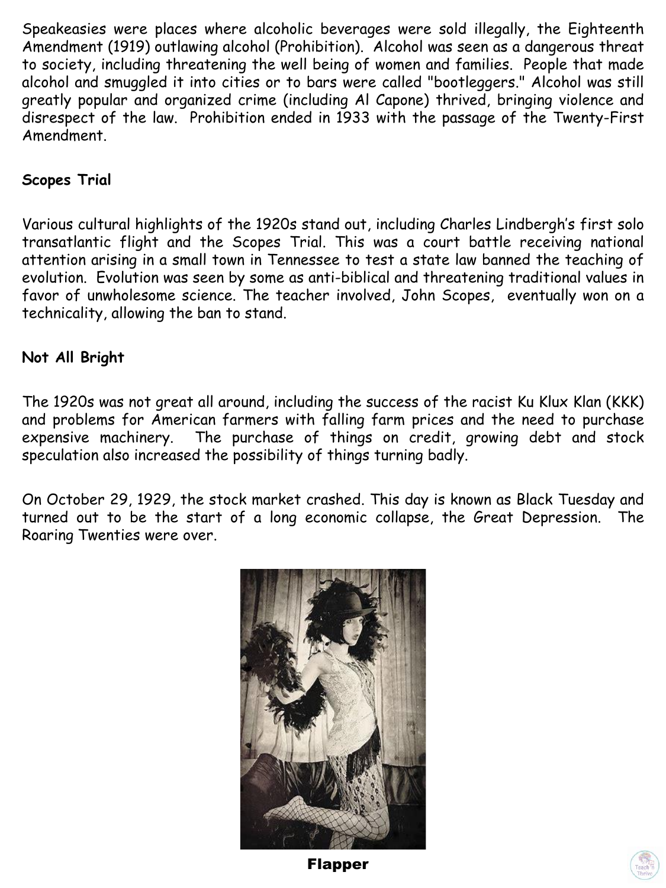Speakeasies were places where alcoholic beverages were sold illegally, the Eighteenth Amendment (1919) outlawing alcohol (Prohibition). Alcohol was seen as a dangerous threat to society, including threatening the well being of women and families. People that made alcohol and smuggled it into cities or to bars were called "bootleggers." Alcohol was still greatly popular and organized crime (including Al Capone) thrived, bringing violence and disrespect of the law. Prohibition ended in 1933 with the passage of the Twenty-First Amendment.

**Scopes Trial**

Various cultural highlights of the 1920s stand out, including Charles Lindbergh's first solo transatlantic flight and the Scopes Trial. This was a court battle receiving national attention arising in a small town in Tennessee to test a state law banned the teaching of evolution. Evolution was seen by some as anti-biblical and threatening traditional values in favor of unwholesome science. The teacher involved, John Scopes, eventually won on a technicality, allowing the ban to stand.

**Not All Bright**

The 1920s was not great all around, including the success of the racist Ku Klux Klan (KKK) and problems for American farmers with falling farm prices and the need to purchase expensive machinery. The purchase of things on credit, growing debt and stock speculation also increased the possibility of things turning badly.

On October 29, 1929, the stock market crashed. This day is known as Black Tuesday and turned out to be the start of a long economic collapse, the Great Depression. The Roaring Twenties were over.

**Flapper**